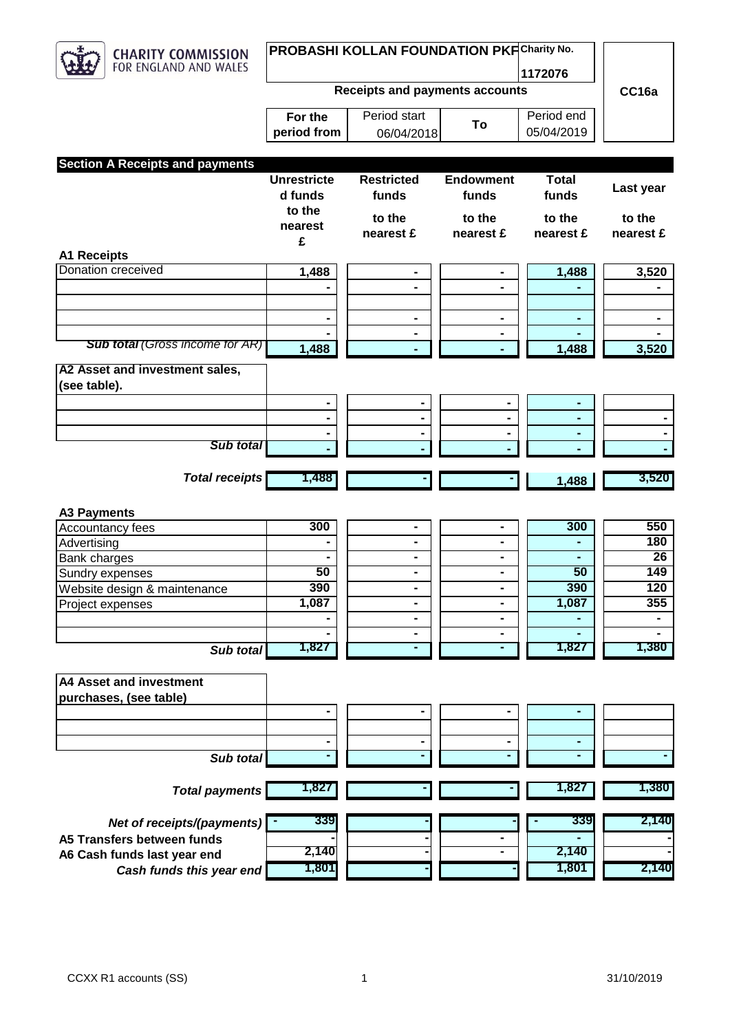CHARITY COMMISSION FOR ENGLAND AND WALES

**PROBASHI KOLLAN FOUNDATION PKF**

| Charity No. | 1172076 | CC16a |
|---|---|---|

**Receipts and payments accounts**

| For the period from | Period start 06/04/2018 | To | Period end 05/04/2019 |
|---|---|---|---|

## Section A Receipts and payments

| | Unrestricted funds to the nearest £ | Restricted funds to the nearest £ | Endowment funds to the nearest £ | Total funds to the nearest £ | Last year to the nearest £ |
|---|---|---|---|---|---|
| **A1 Receipts** | | | | | |
| Donation creceived | 1,488 | - | - | 1,488 | 3,520 |
| | - | - | - | - | - |
| | | | | | |
| | - | - | - | - | - |
| | - | - | - | - | - |
| ***Sub total** (Gross income for AR)* | 1,488 | - | - | 1,488 | 3,520 |
| **A2 Asset and investment sales, (see table).** | | | | | |
| | - | - | - | - | |
| | - | - | - | - | - |
| | - | - | - | - | - |
| ***Sub total*** | - | - | - | - | - |
| ***Total receipts*** | 1,488 | - | - | 1,488 | 3,520 |
| **A3 Payments** | | | | | |
| Accountancy fees | 300 | - | - | 300 | 550 |
| Advertising | - | - | - | - | 180 |
| Bank charges | - | - | - | - | 26 |
| Sundry expenses | 50 | - | - | 50 | 149 |
| Website design & maintenance | 390 | - | - | 390 | 120 |
| Project expenses | 1,087 | - | - | 1,087 | 355 |
| | - | - | - | - | - |
| | - | - | - | - | - |
| ***Sub total*** | 1,827 | - | - | 1,827 | 1,380 |
| **A4 Asset and investment purchases, (see table)** | | | | | |
| | - | - | - | - | |
| | | | | | |
| | - | - | - | - | |
| ***Sub total*** | - | - | - | - | - |
| ***Total payments*** | 1,827 | - | - | 1,827 | 1,380 |
| ***Net of receipts/(payments)*** | - 339 | - | - | - 339 | 2,140 |
| **A5 Transfers between funds** | - | - | - | - | - |
| **A6 Cash funds last year end** | 2,140 | - | - | 2,140 | - |
| ***Cash funds this year end*** | 1,801 | - | - | 1,801 | 2,140 |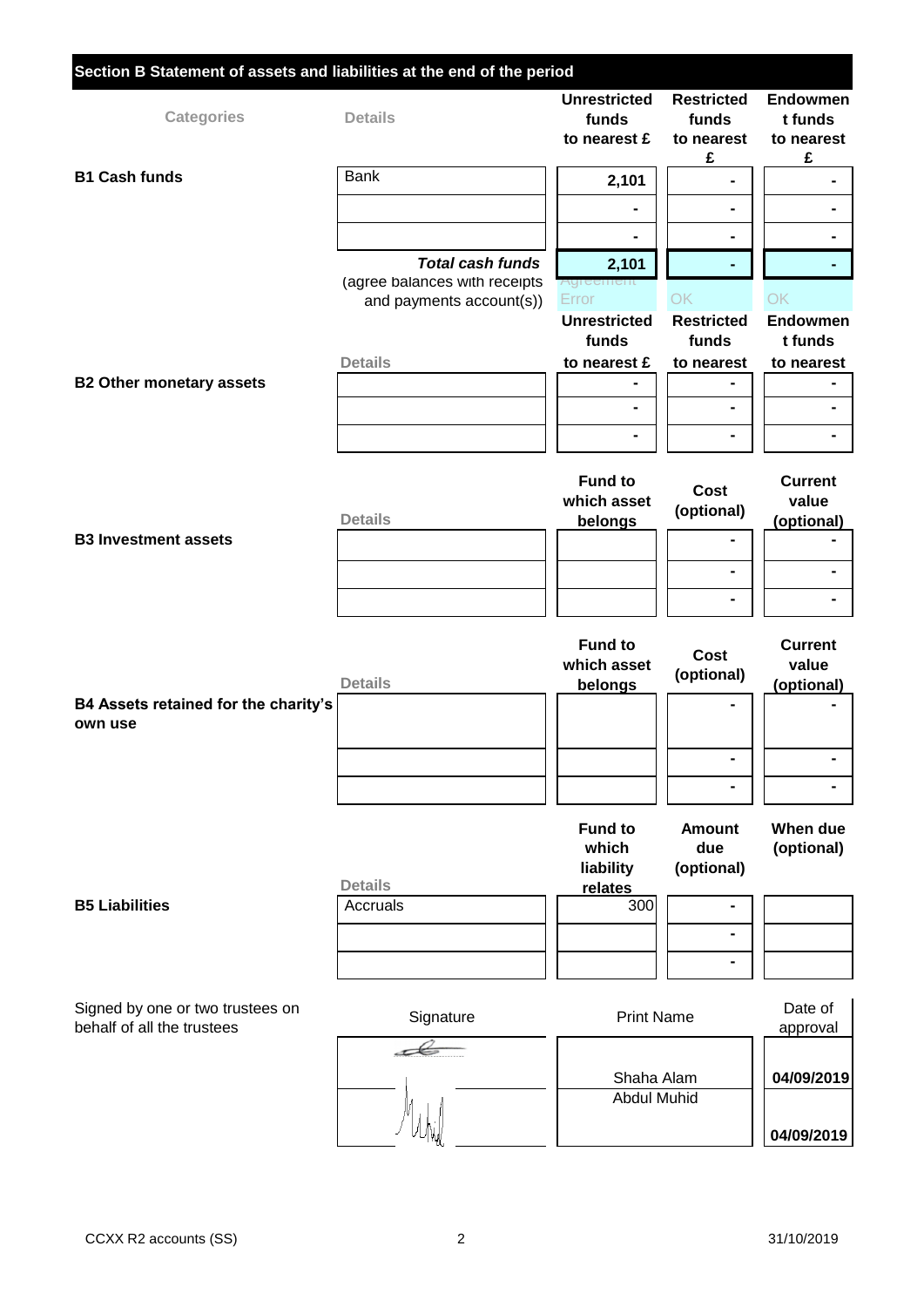## Section B Statement of assets and liabilities at the end of the period

| Categories | Details | Unrestricted funds to nearest £ | Restricted funds to nearest £ | Endowment funds to nearest £ |
|---|---|---|---|---|
| **B1 Cash funds** | Bank | 2,101 | - | - |
| | | - | - | - |
| | | - | - | - |
| | ***Total cash funds*** | **2,101** | **-** | **-** |
| | (agree balances with receipts and payments account(s)) | Agreement Error | OK | OK |

| | Details | Unrestricted funds to nearest £ | Restricted funds to nearest | Endowment funds to nearest |
|---|---|---|---|---|
| **B2 Other monetary assets** | | - | - | - |
| | | - | - | - |
| | | - | - | - |

| | Details | Fund to which asset belongs | Cost (optional) | Current value (optional) |
|---|---|---|---|---|
| **B3 Investment assets** | | | - | - |
| | | | - | - |
| | | | - | - |

| | Details | Fund to which asset belongs | Cost (optional) | Current value (optional) |
|---|---|---|---|---|
| **B4 Assets retained for the charity's own use** | | | - | - |
| | | | - | - |
| | | | - | - |

| | Details | Fund to which liability relates | Amount due (optional) | When due (optional) |
|---|---|---|---|---|
| **B5 Liabilities** | Accruals | 300 | - | |
| | | | - | |
| | | | - | |

| Signed by one or two trustees on behalf of all the trustees | Signature | Print Name | Date of approval |
|---|---|---|---|
| | | Shaha Alam | 04/09/2019 |
| | | Abdul Muhid | 04/09/2019 |

CCXX R2 accounts (SS) 31/10/2019